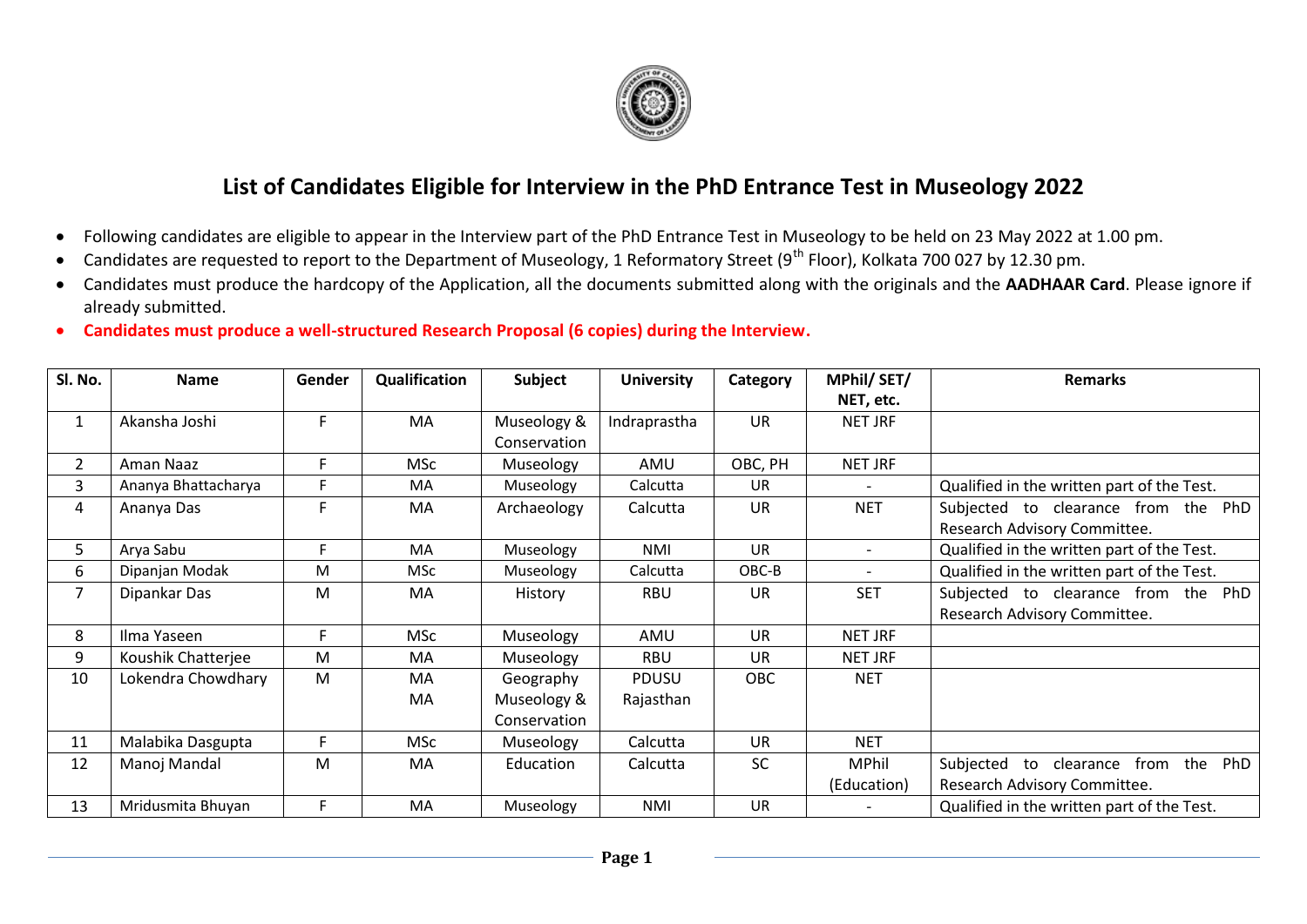# List of Candidates Eligible for Interview in the PhD Entrance Test in Museology 2022

- Following candidates are eligible to appear in the Interview part of the PhD Entrance Test in Museology to be held on 23 May 2022 at 1.00 pm.
- Candidates are requested to report to the Department of Museology, 1 Reformatory Street (9th Floor), Kolkata 700 027 by 12.30 pm.
- Candidates must produce the hardcopy of the Application, all the documents submitted along with the originals and the **AADHAAR Card**. Please ignore if already submitted.
- **Candidates must produce a well-structured Research Proposal (6 copies) during the Interview.**

| Sl. No. | Name | Gender | Qualification | Subject | University | Category | MPhil/ SET/ NET, etc. | Remarks |
|---|---|---|---|---|---|---|---|---|
| 1 | Akansha Joshi | F | MA | Museology & Conservation | Indraprastha | UR | NET JRF | |
| 2 | Aman Naaz | F | MSc | Museology | AMU | OBC, PH | NET JRF | |
| 3 | Ananya Bhattacharya | F | MA | Museology | Calcutta | UR | - | Qualified in the written part of the Test. |
| 4 | Ananya Das | F | MA | Archaeology | Calcutta | UR | NET | Subjected to clearance from the PhD Research Advisory Committee. |
| 5 | Arya Sabu | F | MA | Museology | NMI | UR | - | Qualified in the written part of the Test. |
| 6 | Dipanjan Modak | M | MSc | Museology | Calcutta | OBC-B | - | Qualified in the written part of the Test. |
| 7 | Dipankar Das | M | MA | History | RBU | UR | SET | Subjected to clearance from the PhD Research Advisory Committee. |
| 8 | Ilma Yaseen | F | MSc | Museology | AMU | UR | NET JRF | |
| 9 | Koushik Chatterjee | M | MA | Museology | RBU | UR | NET JRF | |
| 10 | Lokendra Chowdhary | M | MA<br>MA | Geography<br>Museology & Conservation | PDUSU<br>Rajasthan | OBC | NET | |
| 11 | Malabika Dasgupta | F | MSc | Museology | Calcutta | UR | NET | |
| 12 | Manoj Mandal | M | MA | Education | Calcutta | SC | MPhil (Education) | Subjected to clearance from the PhD Research Advisory Committee. |
| 13 | Mridusmita Bhuyan | F | MA | Museology | NMI | UR | - | Qualified in the written part of the Test. |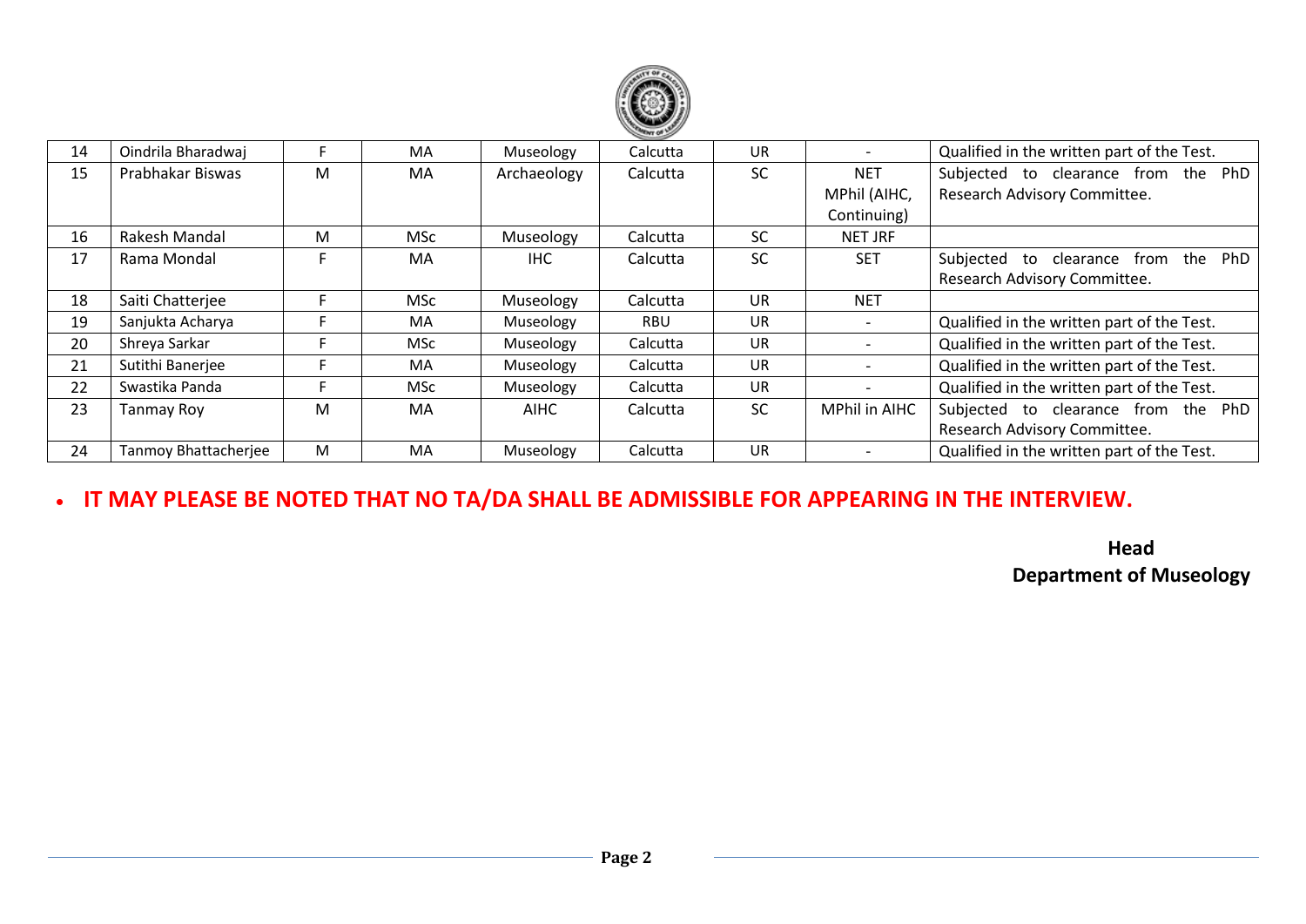| | | | | | | | | |
|---|---|---|---|---|---|---|---|---|
| 14 | Oindrila Bharadwaj | F | MA | Museology | Calcutta | UR | - | Qualified in the written part of the Test. |
| 15 | Prabhakar Biswas | M | MA | Archaeology | Calcutta | SC | NET MPhil (AIHC, Continuing) | Subjected to clearance from the PhD Research Advisory Committee. |
| 16 | Rakesh Mandal | M | MSc | Museology | Calcutta | SC | NET JRF | |
| 17 | Rama Mondal | F | MA | IHC | Calcutta | SC | SET | Subjected to clearance from the PhD Research Advisory Committee. |
| 18 | Saiti Chatterjee | F | MSc | Museology | Calcutta | UR | NET | |
| 19 | Sanjukta Acharya | F | MA | Museology | RBU | UR | - | Qualified in the written part of the Test. |
| 20 | Shreya Sarkar | F | MSc | Museology | Calcutta | UR | - | Qualified in the written part of the Test. |
| 21 | Sutithi Banerjee | F | MA | Museology | Calcutta | UR | - | Qualified in the written part of the Test. |
| 22 | Swastika Panda | F | MSc | Museology | Calcutta | UR | - | Qualified in the written part of the Test. |
| 23 | Tanmay Roy | M | MA | AIHC | Calcutta | SC | MPhil in AIHC | Subjected to clearance from the PhD Research Advisory Committee. |
| 24 | Tanmoy Bhattacherjee | M | MA | Museology | Calcutta | UR | - | Qualified in the written part of the Test. |

- **IT MAY PLEASE BE NOTED THAT NO TA/DA SHALL BE ADMISSIBLE FOR APPEARING IN THE INTERVIEW.**

**Head**
**Department of Museology**